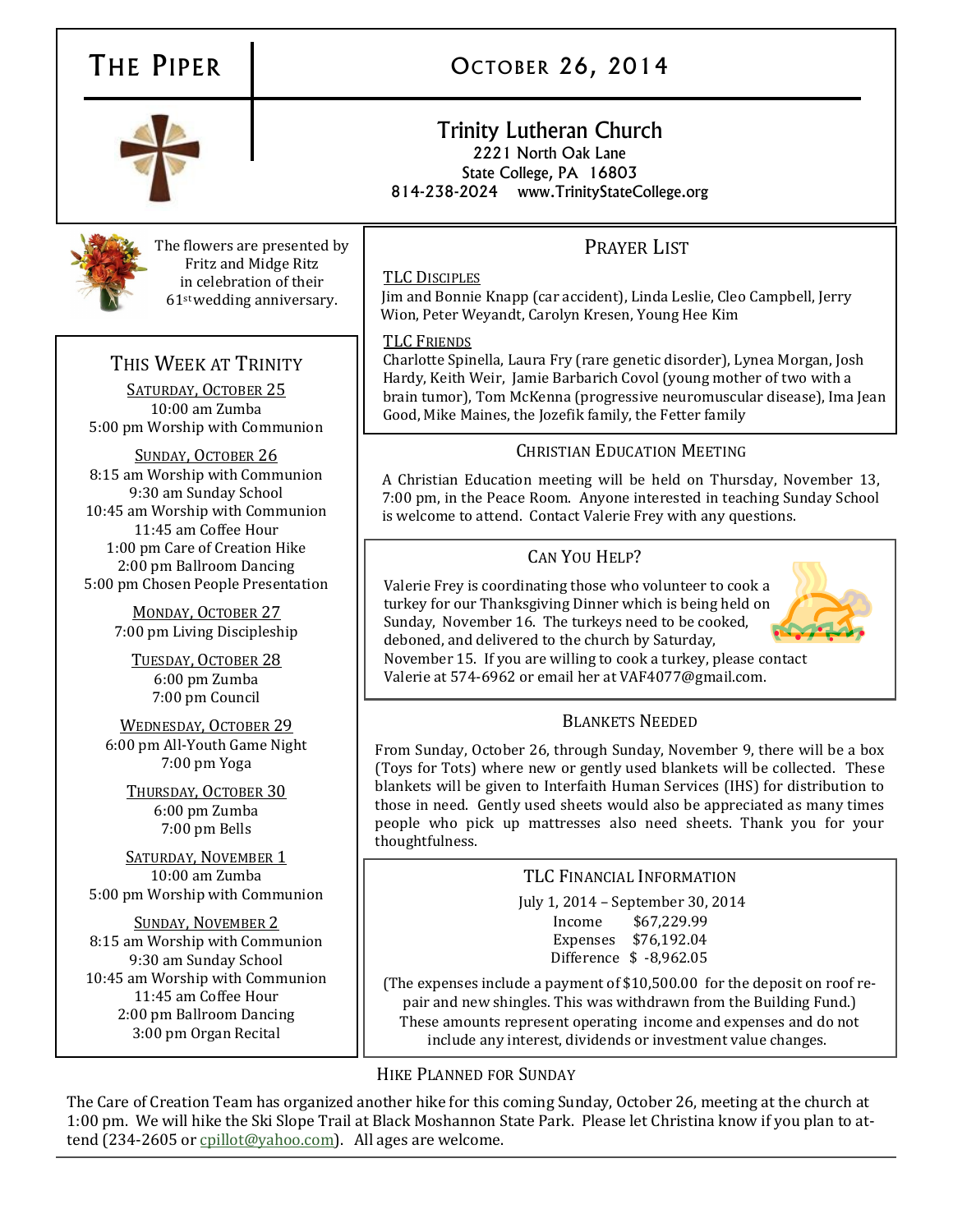# THE PIPER

## OCTOBER 26, 2014

**Trinity Lutheran Church**
2221 North Oak Lane
State College, PA 16803
814-238-2024 www.TrinityStateCollege.org

The flowers are presented by Fritz and Midge Ritz in celebration of their 61st wedding anniversary.

## THIS WEEK AT TRINITY

SATURDAY, OCTOBER 25
10:00 am Zumba
5:00 pm Worship with Communion

SUNDAY, OCTOBER 26
8:15 am Worship with Communion
9:30 am Sunday School
10:45 am Worship with Communion
11:45 am Coffee Hour
1:00 pm Care of Creation Hike
2:00 pm Ballroom Dancing
5:00 pm Chosen People Presentation

MONDAY, OCTOBER 27
7:00 pm Living Discipleship

TUESDAY, OCTOBER 28
6:00 pm Zumba
7:00 pm Council

WEDNESDAY, OCTOBER 29
6:00 pm All-Youth Game Night
7:00 pm Yoga

THURSDAY, OCTOBER 30
6:00 pm Zumba
7:00 pm Bells

SATURDAY, NOVEMBER 1
10:00 am Zumba
5:00 pm Worship with Communion

SUNDAY, NOVEMBER 2
8:15 am Worship with Communion
9:30 am Sunday School
10:45 am Worship with Communion
11:45 am Coffee Hour
2:00 pm Ballroom Dancing
3:00 pm Organ Recital

## PRAYER LIST

TLC DISCIPLES
Jim and Bonnie Knapp (car accident), Linda Leslie, Cleo Campbell, Jerry Wion, Peter Weyandt, Carolyn Kresen, Young Hee Kim

TLC FRIENDS
Charlotte Spinella, Laura Fry (rare genetic disorder), Lynea Morgan, Josh Hardy, Keith Weir, Jamie Barbarich Covol (young mother of two with a brain tumor), Tom McKenna (progressive neuromuscular disease), Ima Jean Good, Mike Maines, the Jozefik family, the Fetter family

## CHRISTIAN EDUCATION MEETING

A Christian Education meeting will be held on Thursday, November 13, 7:00 pm, in the Peace Room. Anyone interested in teaching Sunday School is welcome to attend. Contact Valerie Frey with any questions.

## CAN YOU HELP?

Valerie Frey is coordinating those who volunteer to cook a turkey for our Thanksgiving Dinner which is being held on Sunday, November 16. The turkeys need to be cooked, deboned, and delivered to the church by Saturday, November 15. If you are willing to cook a turkey, please contact Valerie at 574-6962 or email her at VAF4077@gmail.com.

## BLANKETS NEEDED

From Sunday, October 26, through Sunday, November 9, there will be a box (Toys for Tots) where new or gently used blankets will be collected. These blankets will be given to Interfaith Human Services (IHS) for distribution to those in need. Gently used sheets would also be appreciated as many times people who pick up mattresses also need sheets. Thank you for your thoughtfulness.

## TLC FINANCIAL INFORMATION

July 1, 2014 – September 30, 2014

| | |
|---|---|
| Income | $67,229.99 |
| Expenses | $76,192.04 |
| Difference | $ -8,962.05 |

(The expenses include a payment of $10,500.00 for the deposit on roof repair and new shingles. This was withdrawn from the Building Fund.) These amounts represent operating income and expenses and do not include any interest, dividends or investment value changes.

## HIKE PLANNED FOR SUNDAY

The Care of Creation Team has organized another hike for this coming Sunday, October 26, meeting at the church at 1:00 pm. We will hike the Ski Slope Trail at Black Moshannon State Park. Please let Christina know if you plan to attend (234-2605 or cpillot@yahoo.com). All ages are welcome.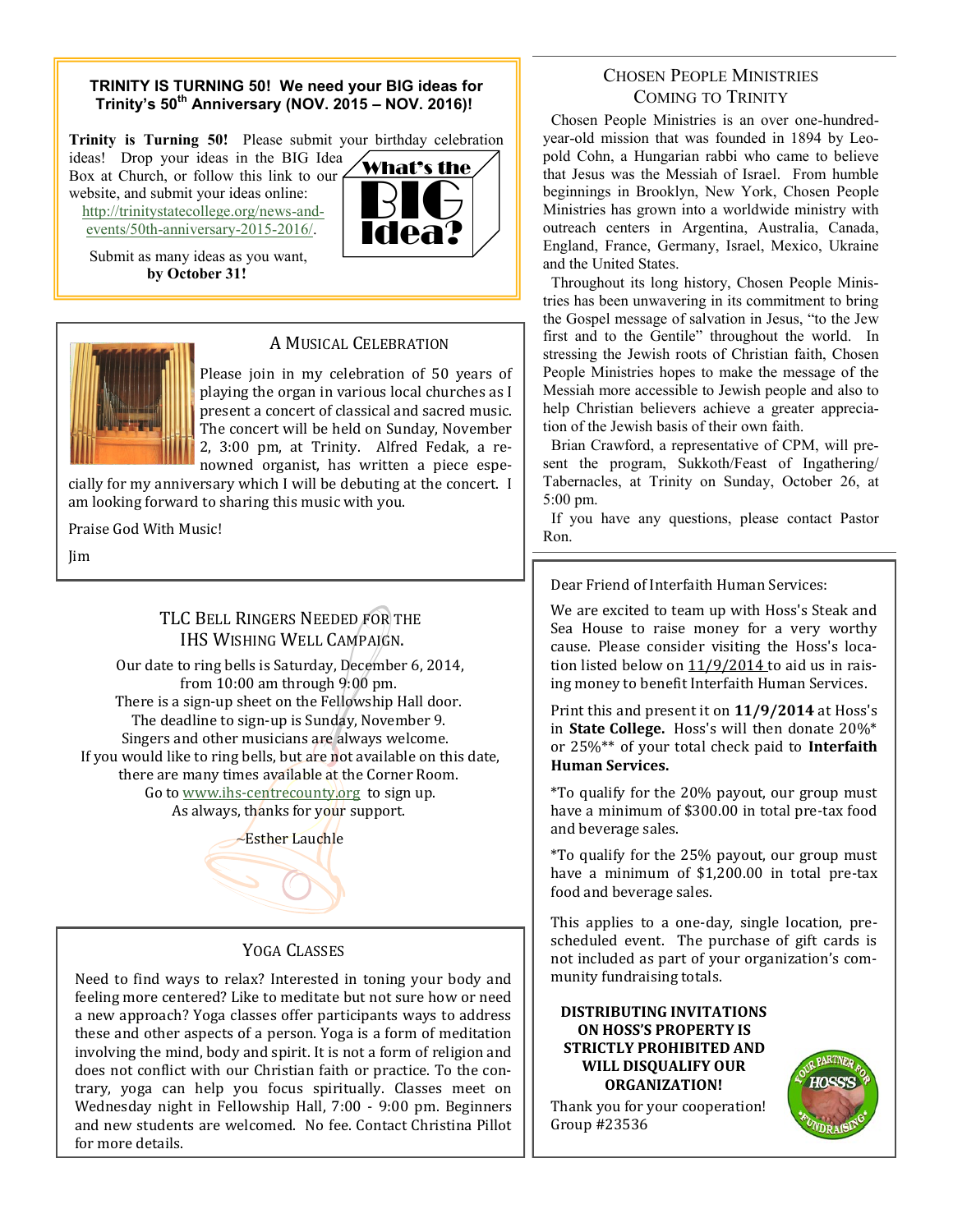**TRINITY IS TURNING 50! We need your BIG ideas for Trinity's 50th Anniversary (NOV. 2015 – NOV. 2016)!**

**Trinity is Turning 50!** Please submit your birthday celebration ideas! Drop your ideas in the BIG Idea Box at Church, or follow this link to our website, and submit your ideas online: http://trinitystatecollege.org/news-and-events/50th-anniversary-2015-2016/.

What's the BIG Idea?

Submit as many ideas as you want, **by October 31!**

## A Musical Celebration

Please join in my celebration of 50 years of playing the organ in various local churches as I present a concert of classical and sacred music. The concert will be held on Sunday, November 2, 3:00 pm, at Trinity. Alfred Fedak, a renowned organist, has written a piece especially for my anniversary which I will be debuting at the concert. I am looking forward to sharing this music with you.

Praise God With Music!

Jim

## TLC Bell Ringers Needed for the IHS Wishing Well Campaign.

Our date to ring bells is Saturday, December 6, 2014, from 10:00 am through 9:00 pm.
There is a sign-up sheet on the Fellowship Hall door.
The deadline to sign-up is Sunday, November 9.
Singers and other musicians are always welcome.
If you would like to ring bells, but are not available on this date, there are many times available at the Corner Room.
Go to www.ihs-centrecounty.org to sign up.
As always, thanks for your support.

~Esther Lauchle

## Yoga Classes

Need to find ways to relax? Interested in toning your body and feeling more centered? Like to meditate but not sure how or need a new approach? Yoga classes offer participants ways to address these and other aspects of a person. Yoga is a form of meditation involving the mind, body and spirit. It is not a form of religion and does not conflict with our Christian faith or practice. To the contrary, yoga can help you focus spiritually. Classes meet on Wednesday night in Fellowship Hall, 7:00 - 9:00 pm. Beginners and new students are welcomed. No fee. Contact Christina Pillot for more details.

## Chosen People Ministries Coming to Trinity

Chosen People Ministries is an over one-hundred-year-old mission that was founded in 1894 by Leopold Cohn, a Hungarian rabbi who came to believe that Jesus was the Messiah of Israel. From humble beginnings in Brooklyn, New York, Chosen People Ministries has grown into a worldwide ministry with outreach centers in Argentina, Australia, Canada, England, France, Germany, Israel, Mexico, Ukraine and the United States.

Throughout its long history, Chosen People Ministries has been unwavering in its commitment to bring the Gospel message of salvation in Jesus, "to the Jew first and to the Gentile" throughout the world. In stressing the Jewish roots of Christian faith, Chosen People Ministries hopes to make the message of the Messiah more accessible to Jewish people and also to help Christian believers achieve a greater appreciation of the Jewish basis of their own faith.

Brian Crawford, a representative of CPM, will present the program, Sukkoth/Feast of Ingathering/ Tabernacles, at Trinity on Sunday, October 26, at 5:00 pm.

If you have any questions, please contact Pastor Ron.

---

Dear Friend of Interfaith Human Services:

We are excited to team up with Hoss's Steak and Sea House to raise money for a very worthy cause. Please consider visiting the Hoss's location listed below on 11/9/2014 to aid us in raising money to benefit Interfaith Human Services.

Print this and present it on **11/9/2014** at Hoss's in **State College.** Hoss's will then donate 20%* or 25%** of your total check paid to **Interfaith Human Services.**

*To qualify for the 20% payout, our group must have a minimum of $300.00 in total pre-tax food and beverage sales.

*To qualify for the 25% payout, our group must have a minimum of $1,200.00 in total pre-tax food and beverage sales.

This applies to a one-day, single location, pre-scheduled event. The purchase of gift cards is not included as part of your organization's community fundraising totals.

**DISTRIBUTING INVITATIONS ON HOSS'S PROPERTY IS STRICTLY PROHIBITED AND WILL DISQUALIFY OUR ORGANIZATION!**

Thank you for your cooperation!
Group #23536

YOUR PARTNER FOR FUNDRAISING — HOSS'S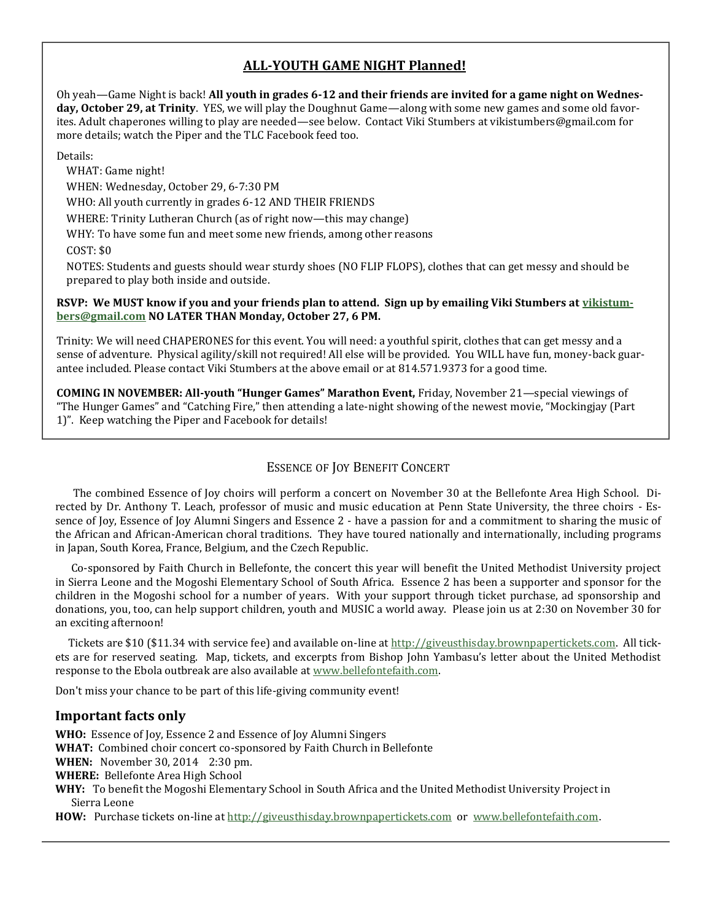## ALL-YOUTH GAME NIGHT Planned!

Oh yeah—Game Night is back! **All youth in grades 6-12 and their friends are invited for a game night on Wednesday, October 29, at Trinity**. YES, we will play the Doughnut Game—along with some new games and some old favorites. Adult chaperones willing to play are needed—see below. Contact Viki Stumbers at vikistumbers@gmail.com for more details; watch the Piper and the TLC Facebook feed too.

Details:

WHAT: Game night!

WHEN: Wednesday, October 29, 6-7:30 PM

WHO: All youth currently in grades 6-12 AND THEIR FRIENDS

WHERE: Trinity Lutheran Church (as of right now—this may change)

WHY: To have some fun and meet some new friends, among other reasons

COST: $0

NOTES: Students and guests should wear sturdy shoes (NO FLIP FLOPS), clothes that can get messy and should be prepared to play both inside and outside.

**RSVP: We MUST know if you and your friends plan to attend. Sign up by emailing Viki Stumbers at vikistumbers@gmail.com NO LATER THAN Monday, October 27, 6 PM.**

Trinity: We will need CHAPERONES for this event. You will need: a youthful spirit, clothes that can get messy and a sense of adventure. Physical agility/skill not required! All else will be provided. You WILL have fun, money-back guarantee included. Please contact Viki Stumbers at the above email or at 814.571.9373 for a good time.

**COMING IN NOVEMBER: All-youth "Hunger Games" Marathon Event,** Friday, November 21—special viewings of "The Hunger Games" and "Catching Fire," then attending a late-night showing of the newest movie, "Mockingjay (Part 1)". Keep watching the Piper and Facebook for details!

## Essence of Joy Benefit Concert

The combined Essence of Joy choirs will perform a concert on November 30 at the Bellefonte Area High School. Directed by Dr. Anthony T. Leach, professor of music and music education at Penn State University, the three choirs - Essence of Joy, Essence of Joy Alumni Singers and Essence 2 - have a passion for and a commitment to sharing the music of the African and African-American choral traditions. They have toured nationally and internationally, including programs in Japan, South Korea, France, Belgium, and the Czech Republic.

Co-sponsored by Faith Church in Bellefonte, the concert this year will benefit the United Methodist University project in Sierra Leone and the Mogoshi Elementary School of South Africa. Essence 2 has been a supporter and sponsor for the children in the Mogoshi school for a number of years. With your support through ticket purchase, ad sponsorship and donations, you, too, can help support children, youth and MUSIC a world away. Please join us at 2:30 on November 30 for an exciting afternoon!

Tickets are $10 ($11.34 with service fee) and available on-line at http://giveusthisday.brownpapertickets.com. All tickets are for reserved seating. Map, tickets, and excerpts from Bishop John Yambasu's letter about the United Methodist response to the Ebola outbreak are also available at www.bellefontefaith.com.

Don't miss your chance to be part of this life-giving community event!

### Important facts only

**WHO:** Essence of Joy, Essence 2 and Essence of Joy Alumni Singers

**WHAT:** Combined choir concert co-sponsored by Faith Church in Bellefonte

**WHEN:** November 30, 2014 2:30 pm.

**WHERE:** Bellefonte Area High School

**WHY:** To benefit the Mogoshi Elementary School in South Africa and the United Methodist University Project in Sierra Leone

**HOW:** Purchase tickets on-line at http://giveusthisday.brownpapertickets.com or www.bellefontefaith.com.